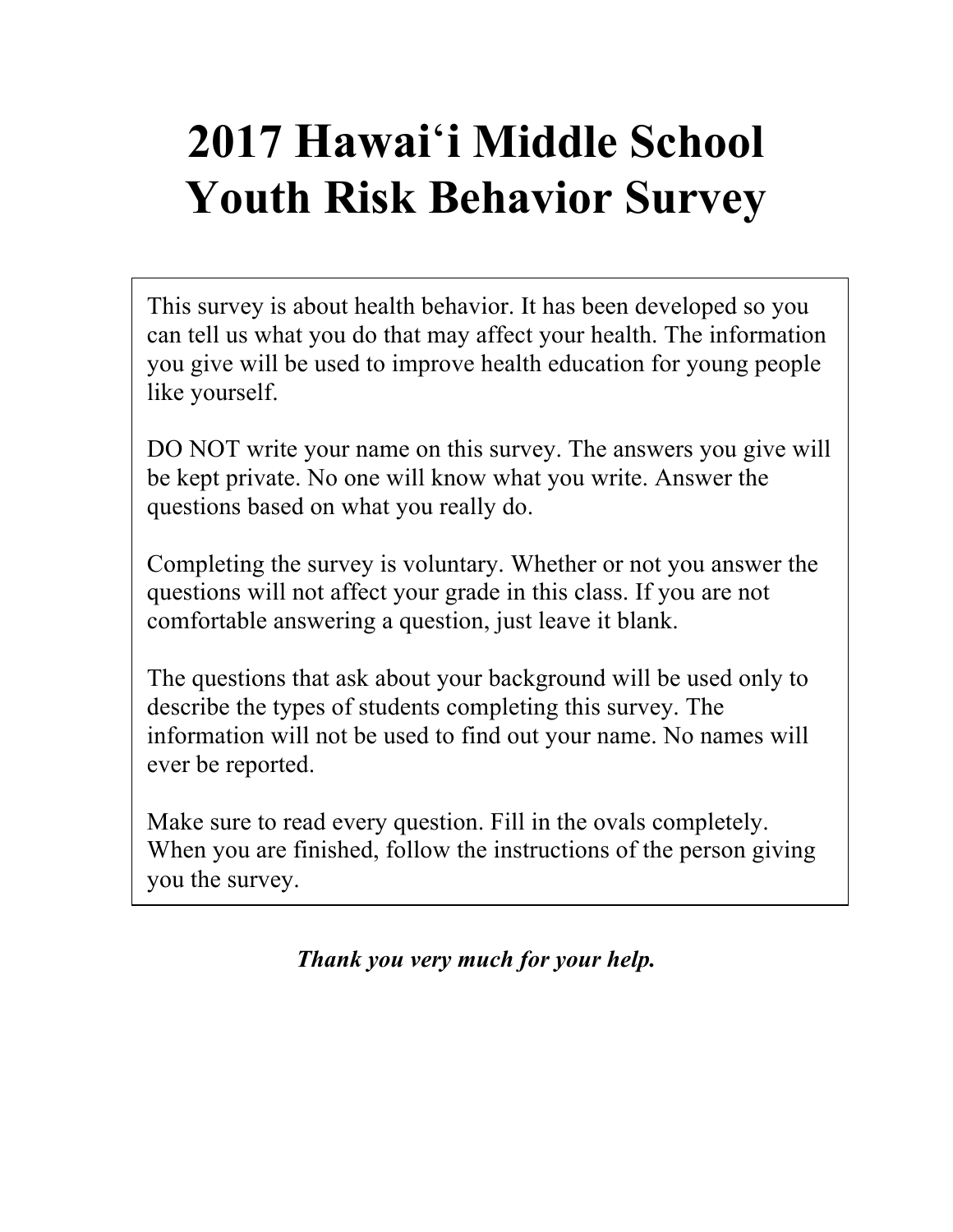# 2017 Hawaiʻi Middle School Youth Risk Behavior Survey

This survey is about health behavior. It has been developed so you can tell us what you do that may affect your health. The information you give will be used to improve health education for young people like yourself.

DO NOT write your name on this survey. The answers you give will be kept private. No one will know what you write. Answer the questions based on what you really do.

Completing the survey is voluntary. Whether or not you answer the questions will not affect your grade in this class. If you are not comfortable answering a question, just leave it blank.

The questions that ask about your background will be used only to describe the types of students completing this survey. The information will not be used to find out your name. No names will ever be reported.

Make sure to read every question. Fill in the ovals completely. When you are finished, follow the instructions of the person giving you the survey.

***Thank you very much for your help.***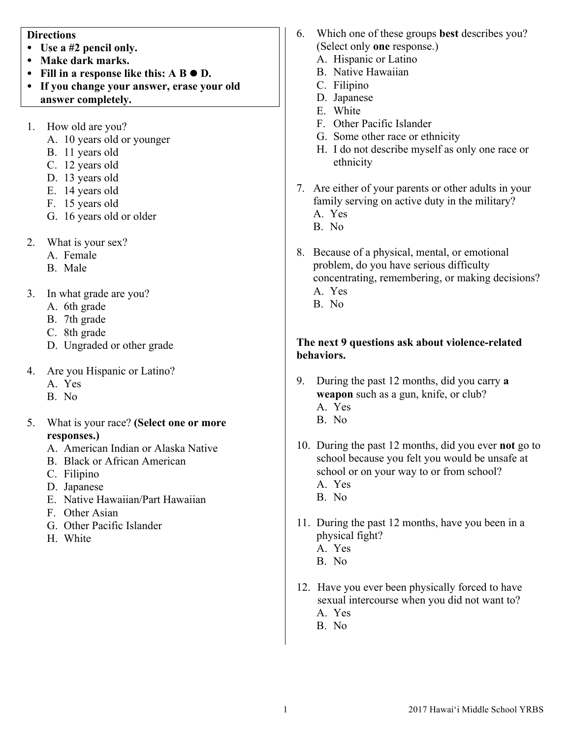**Directions**

- **Use a #2 pencil only.**
- **Make dark marks.**
- **Fill in a response like this: A B ● D.**
- **If you change your answer, erase your old answer completely.**

1. How old are you?
   - A. 10 years old or younger
   - B. 11 years old
   - C. 12 years old
   - D. 13 years old
   - E. 14 years old
   - F. 15 years old
   - G. 16 years old or older

2. What is your sex?
   - A. Female
   - B. Male

3. In what grade are you?
   - A. 6th grade
   - B. 7th grade
   - C. 8th grade
   - D. Ungraded or other grade

4. Are you Hispanic or Latino?
   - A. Yes
   - B. No

5. What is your race? **(Select one or more responses.)**
   - A. American Indian or Alaska Native
   - B. Black or African American
   - C. Filipino
   - D. Japanese
   - E. Native Hawaiian/Part Hawaiian
   - F. Other Asian
   - G. Other Pacific Islander
   - H. White

6. Which one of these groups **best** describes you? (Select only **one** response.)
   - A. Hispanic or Latino
   - B. Native Hawaiian
   - C. Filipino
   - D. Japanese
   - E. White
   - F. Other Pacific Islander
   - G. Some other race or ethnicity
   - H. I do not describe myself as only one race or ethnicity

7. Are either of your parents or other adults in your family serving on active duty in the military?
   - A. Yes
   - B. No

8. Because of a physical, mental, or emotional problem, do you have serious difficulty concentrating, remembering, or making decisions?
   - A. Yes
   - B. No

**The next 9 questions ask about violence-related behaviors.**

9. During the past 12 months, did you carry **a weapon** such as a gun, knife, or club?
   - A. Yes
   - B. No

10. During the past 12 months, did you ever **not** go to school because you felt you would be unsafe at school or on your way to or from school?
    - A. Yes
    - B. No

11. During the past 12 months, have you been in a physical fight?
    - A. Yes
    - B. No

12. Have you ever been physically forced to have sexual intercourse when you did not want to?
    - A. Yes
    - B. No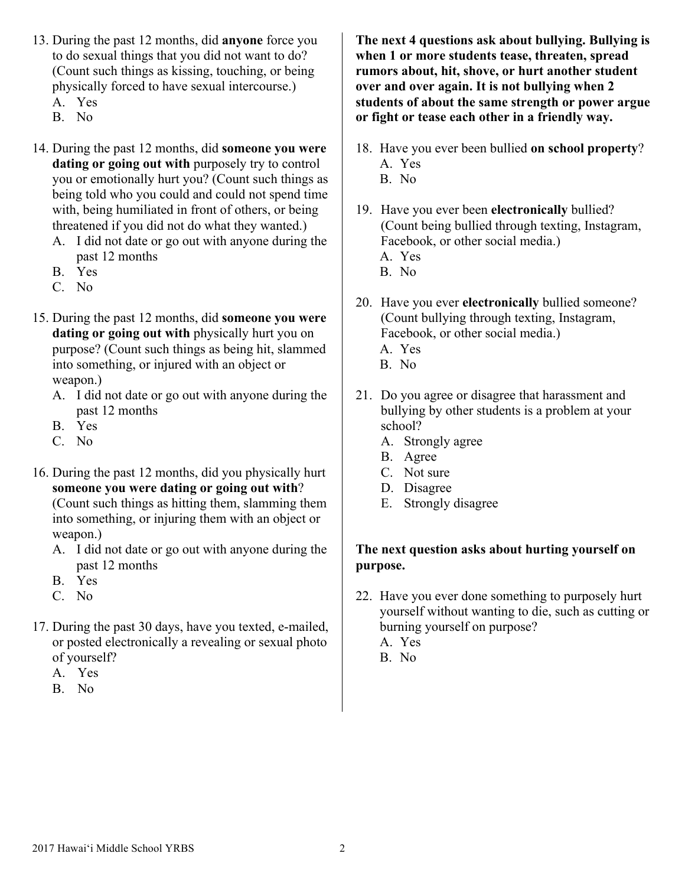13. During the past 12 months, did **anyone** force you to do sexual things that you did not want to do? (Count such things as kissing, touching, or being physically forced to have sexual intercourse.)
    A. Yes
    B. No

14. During the past 12 months, did **someone you were dating or going out with** purposely try to control you or emotionally hurt you? (Count such things as being told who you could and could not spend time with, being humiliated in front of others, or being threatened if you did not do what they wanted.)
    A. I did not date or go out with anyone during the past 12 months
    B. Yes
    C. No

15. During the past 12 months, did **someone you were dating or going out with** physically hurt you on purpose? (Count such things as being hit, slammed into something, or injured with an object or weapon.)
    A. I did not date or go out with anyone during the past 12 months
    B. Yes
    C. No

16. During the past 12 months, did you physically hurt **someone you were dating or going out with**? (Count such things as hitting them, slamming them into something, or injuring them with an object or weapon.)
    A. I did not date or go out with anyone during the past 12 months
    B. Yes
    C. No

17. During the past 30 days, have you texted, e-mailed, or posted electronically a revealing or sexual photo of yourself?
    A. Yes
    B. No

**The next 4 questions ask about bullying. Bullying is when 1 or more students tease, threaten, spread rumors about, hit, shove, or hurt another student over and over again. It is not bullying when 2 students of about the same strength or power argue or fight or tease each other in a friendly way.**

18. Have you ever been bullied **on school property**?
    A. Yes
    B. No

19. Have you ever been **electronically** bullied? (Count being bullied through texting, Instagram, Facebook, or other social media.)
    A. Yes
    B. No

20. Have you ever **electronically** bullied someone? (Count bullying through texting, Instagram, Facebook, or other social media.)
    A. Yes
    B. No

21. Do you agree or disagree that harassment and bullying by other students is a problem at your school?
    A. Strongly agree
    B. Agree
    C. Not sure
    D. Disagree
    E. Strongly disagree

**The next question asks about hurting yourself on purpose.**

22. Have you ever done something to purposely hurt yourself without wanting to die, such as cutting or burning yourself on purpose?
    A. Yes
    B. No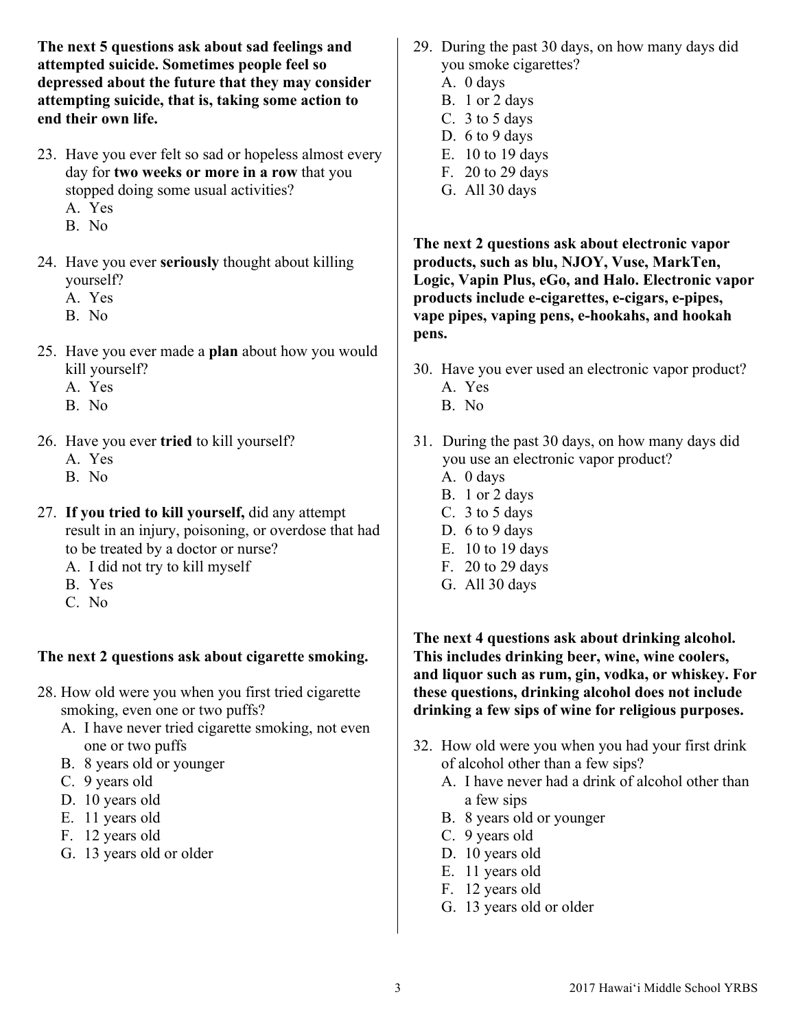**The next 5 questions ask about sad feelings and attempted suicide. Sometimes people feel so depressed about the future that they may consider attempting suicide, that is, taking some action to end their own life.**

23. Have you ever felt so sad or hopeless almost every day for **two weeks or more in a row** that you stopped doing some usual activities?
    A. Yes
    B. No

24. Have you ever **seriously** thought about killing yourself?
    A. Yes
    B. No

25. Have you ever made a **plan** about how you would kill yourself?
    A. Yes
    B. No

26. Have you ever **tried** to kill yourself?
    A. Yes
    B. No

27. **If you tried to kill yourself,** did any attempt result in an injury, poisoning, or overdose that had to be treated by a doctor or nurse?
    A. I did not try to kill myself
    B. Yes
    C. No

**The next 2 questions ask about cigarette smoking.**

28. How old were you when you first tried cigarette smoking, even one or two puffs?
    A. I have never tried cigarette smoking, not even one or two puffs
    B. 8 years old or younger
    C. 9 years old
    D. 10 years old
    E. 11 years old
    F. 12 years old
    G. 13 years old or older

29. During the past 30 days, on how many days did you smoke cigarettes?
    A. 0 days
    B. 1 or 2 days
    C. 3 to 5 days
    D. 6 to 9 days
    E. 10 to 19 days
    F. 20 to 29 days
    G. All 30 days

**The next 2 questions ask about electronic vapor products, such as blu, NJOY, Vuse, MarkTen, Logic, Vapin Plus, eGo, and Halo. Electronic vapor products include e-cigarettes, e-cigars, e-pipes, vape pipes, vaping pens, e-hookahs, and hookah pens.**

30. Have you ever used an electronic vapor product?
    A. Yes
    B. No

31. During the past 30 days, on how many days did you use an electronic vapor product?
    A. 0 days
    B. 1 or 2 days
    C. 3 to 5 days
    D. 6 to 9 days
    E. 10 to 19 days
    F. 20 to 29 days
    G. All 30 days

**The next 4 questions ask about drinking alcohol. This includes drinking beer, wine, wine coolers, and liquor such as rum, gin, vodka, or whiskey. For these questions, drinking alcohol does not include drinking a few sips of wine for religious purposes.**

32. How old were you when you had your first drink of alcohol other than a few sips?
    A. I have never had a drink of alcohol other than a few sips
    B. 8 years old or younger
    C. 9 years old
    D. 10 years old
    E. 11 years old
    F. 12 years old
    G. 13 years old or older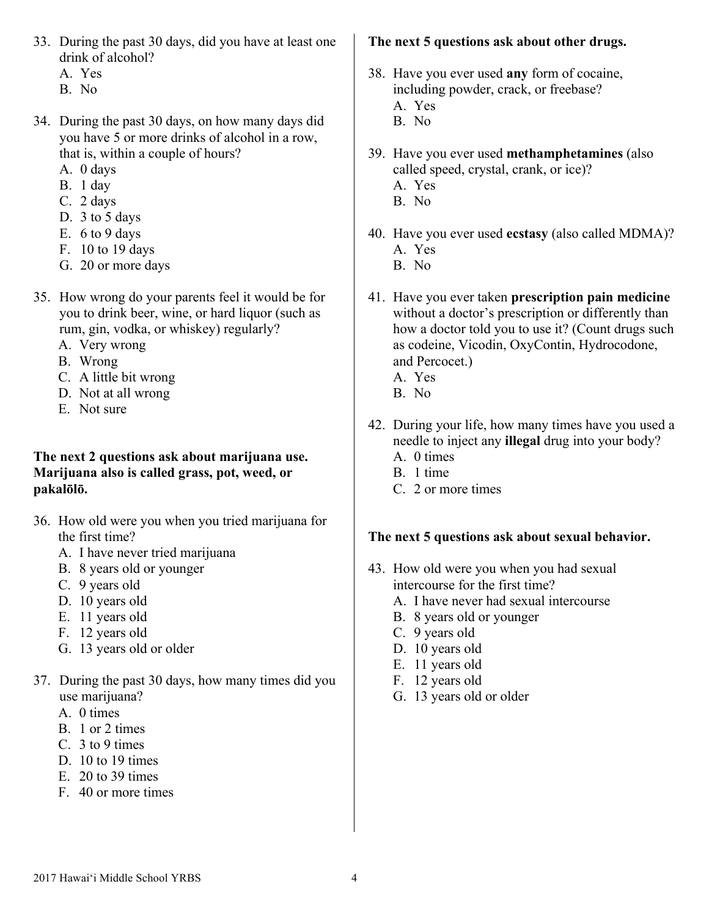33. During the past 30 days, did you have at least one drink of alcohol?
    A. Yes
    B. No

34. During the past 30 days, on how many days did you have 5 or more drinks of alcohol in a row, that is, within a couple of hours?
    A. 0 days
    B. 1 day
    C. 2 days
    D. 3 to 5 days
    E. 6 to 9 days
    F. 10 to 19 days
    G. 20 or more days

35. How wrong do your parents feel it would be for you to drink beer, wine, or hard liquor (such as rum, gin, vodka, or whiskey) regularly?
    A. Very wrong
    B. Wrong
    C. A little bit wrong
    D. Not at all wrong
    E. Not sure

**The next 2 questions ask about marijuana use. Marijuana also is called grass, pot, weed, or pakalōlō.**

36. How old were you when you tried marijuana for the first time?
    A. I have never tried marijuana
    B. 8 years old or younger
    C. 9 years old
    D. 10 years old
    E. 11 years old
    F. 12 years old
    G. 13 years old or older

37. During the past 30 days, how many times did you use marijuana?
    A. 0 times
    B. 1 or 2 times
    C. 3 to 9 times
    D. 10 to 19 times
    E. 20 to 39 times
    F. 40 or more times

**The next 5 questions ask about other drugs.**

38. Have you ever used **any** form of cocaine, including powder, crack, or freebase?
    A. Yes
    B. No

39. Have you ever used **methamphetamines** (also called speed, crystal, crank, or ice)?
    A. Yes
    B. No

40. Have you ever used **ecstasy** (also called MDMA)?
    A. Yes
    B. No

41. Have you ever taken **prescription pain medicine** without a doctor's prescription or differently than how a doctor told you to use it? (Count drugs such as codeine, Vicodin, OxyContin, Hydrocodone, and Percocet.)
    A. Yes
    B. No

42. During your life, how many times have you used a needle to inject any **illegal** drug into your body?
    A. 0 times
    B. 1 time
    C. 2 or more times

**The next 5 questions ask about sexual behavior.**

43. How old were you when you had sexual intercourse for the first time?
    A. I have never had sexual intercourse
    B. 8 years old or younger
    C. 9 years old
    D. 10 years old
    E. 11 years old
    F. 12 years old
    G. 13 years old or older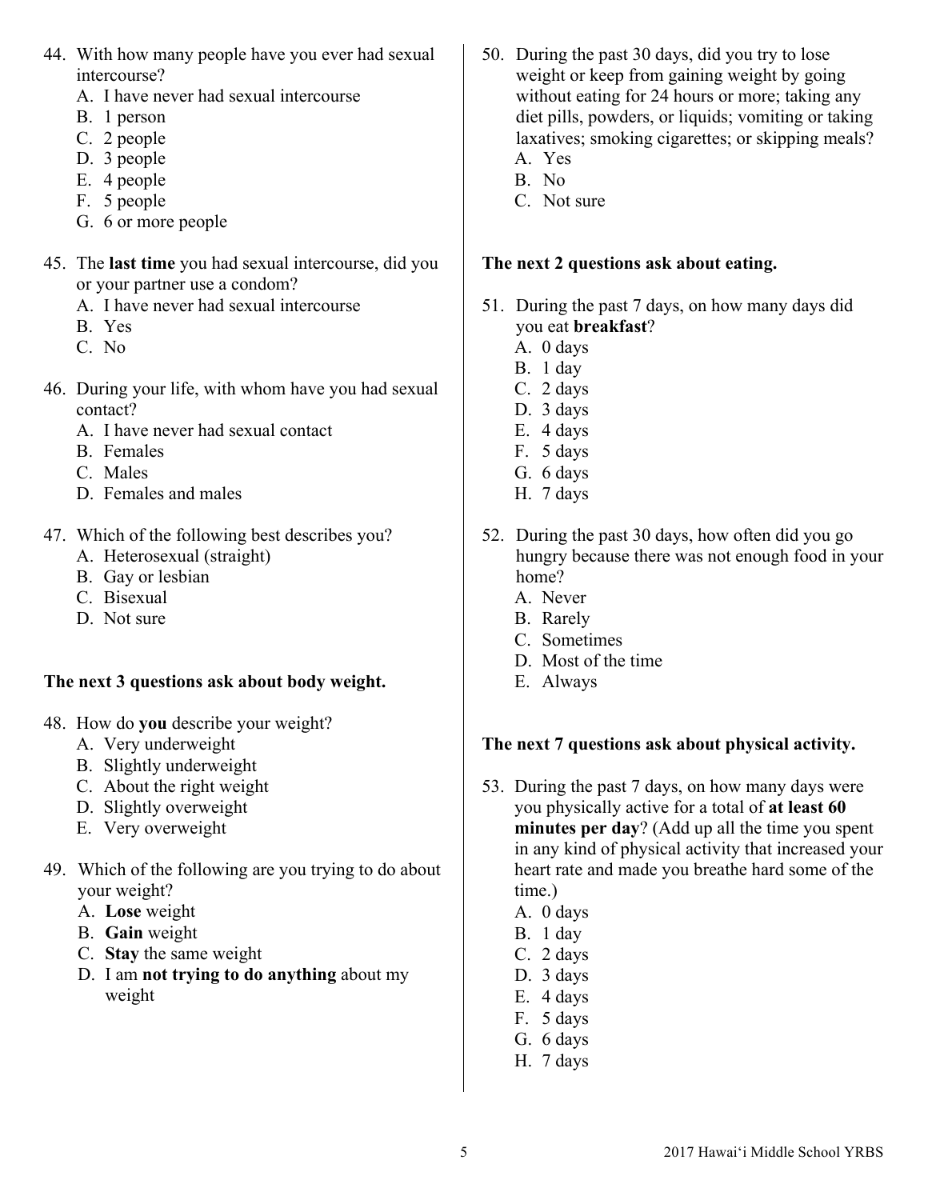44. With how many people have you ever had sexual intercourse?
    A. I have never had sexual intercourse
    B. 1 person
    C. 2 people
    D. 3 people
    E. 4 people
    F. 5 people
    G. 6 or more people

45. The **last time** you had sexual intercourse, did you or your partner use a condom?
    A. I have never had sexual intercourse
    B. Yes
    C. No

46. During your life, with whom have you had sexual contact?
    A. I have never had sexual contact
    B. Females
    C. Males
    D. Females and males

47. Which of the following best describes you?
    A. Heterosexual (straight)
    B. Gay or lesbian
    C. Bisexual
    D. Not sure

**The next 3 questions ask about body weight.**

48. How do **you** describe your weight?
    A. Very underweight
    B. Slightly underweight
    C. About the right weight
    D. Slightly overweight
    E. Very overweight

49. Which of the following are you trying to do about your weight?
    A. **Lose** weight
    B. **Gain** weight
    C. **Stay** the same weight
    D. I am **not trying to do anything** about my weight

50. During the past 30 days, did you try to lose weight or keep from gaining weight by going without eating for 24 hours or more; taking any diet pills, powders, or liquids; vomiting or taking laxatives; smoking cigarettes; or skipping meals?
    A. Yes
    B. No
    C. Not sure

**The next 2 questions ask about eating.**

51. During the past 7 days, on how many days did you eat **breakfast**?
    A. 0 days
    B. 1 day
    C. 2 days
    D. 3 days
    E. 4 days
    F. 5 days
    G. 6 days
    H. 7 days

52. During the past 30 days, how often did you go hungry because there was not enough food in your home?
    A. Never
    B. Rarely
    C. Sometimes
    D. Most of the time
    E. Always

**The next 7 questions ask about physical activity.**

53. During the past 7 days, on how many days were you physically active for a total of **at least 60 minutes per day**? (Add up all the time you spent in any kind of physical activity that increased your heart rate and made you breathe hard some of the time.)
    A. 0 days
    B. 1 day
    C. 2 days
    D. 3 days
    E. 4 days
    F. 5 days
    G. 6 days
    H. 7 days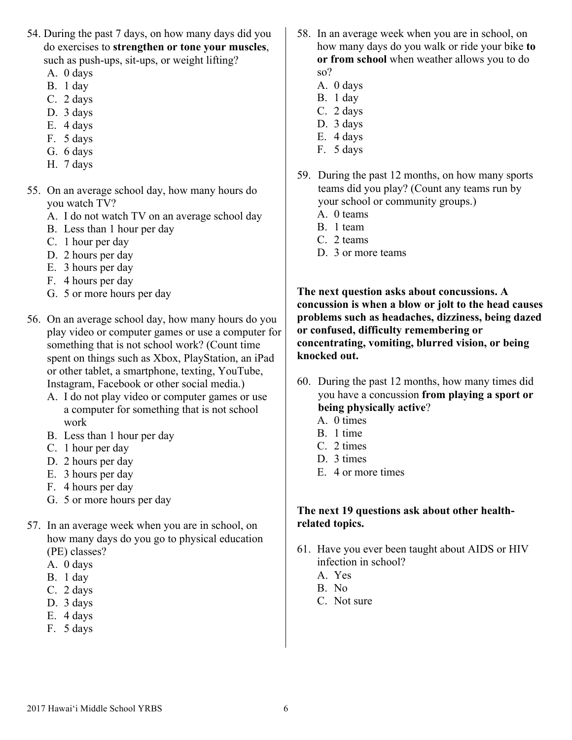54. During the past 7 days, on how many days did you do exercises to **strengthen or tone your muscles**, such as push-ups, sit-ups, or weight lifting?
    A. 0 days
    B. 1 day
    C. 2 days
    D. 3 days
    E. 4 days
    F. 5 days
    G. 6 days
    H. 7 days

55. On an average school day, how many hours do you watch TV?
    A. I do not watch TV on an average school day
    B. Less than 1 hour per day
    C. 1 hour per day
    D. 2 hours per day
    E. 3 hours per day
    F. 4 hours per day
    G. 5 or more hours per day

56. On an average school day, how many hours do you play video or computer games or use a computer for something that is not school work? (Count time spent on things such as Xbox, PlayStation, an iPad or other tablet, a smartphone, texting, YouTube, Instagram, Facebook or other social media.)
    A. I do not play video or computer games or use a computer for something that is not school work
    B. Less than 1 hour per day
    C. 1 hour per day
    D. 2 hours per day
    E. 3 hours per day
    F. 4 hours per day
    G. 5 or more hours per day

57. In an average week when you are in school, on how many days do you go to physical education (PE) classes?
    A. 0 days
    B. 1 day
    C. 2 days
    D. 3 days
    E. 4 days
    F. 5 days

58. In an average week when you are in school, on how many days do you walk or ride your bike **to or from school** when weather allows you to do so?
    A. 0 days
    B. 1 day
    C. 2 days
    D. 3 days
    E. 4 days
    F. 5 days

59. During the past 12 months, on how many sports teams did you play? (Count any teams run by your school or community groups.)
    A. 0 teams
    B. 1 team
    C. 2 teams
    D. 3 or more teams

**The next question asks about concussions. A concussion is when a blow or jolt to the head causes problems such as headaches, dizziness, being dazed or confused, difficulty remembering or concentrating, vomiting, blurred vision, or being knocked out.**

60. During the past 12 months, how many times did you have a concussion **from playing a sport or being physically active**?
    A. 0 times
    B. 1 time
    C. 2 times
    D. 3 times
    E. 4 or more times

**The next 19 questions ask about other health-related topics.**

61. Have you ever been taught about AIDS or HIV infection in school?
    A. Yes
    B. No
    C. Not sure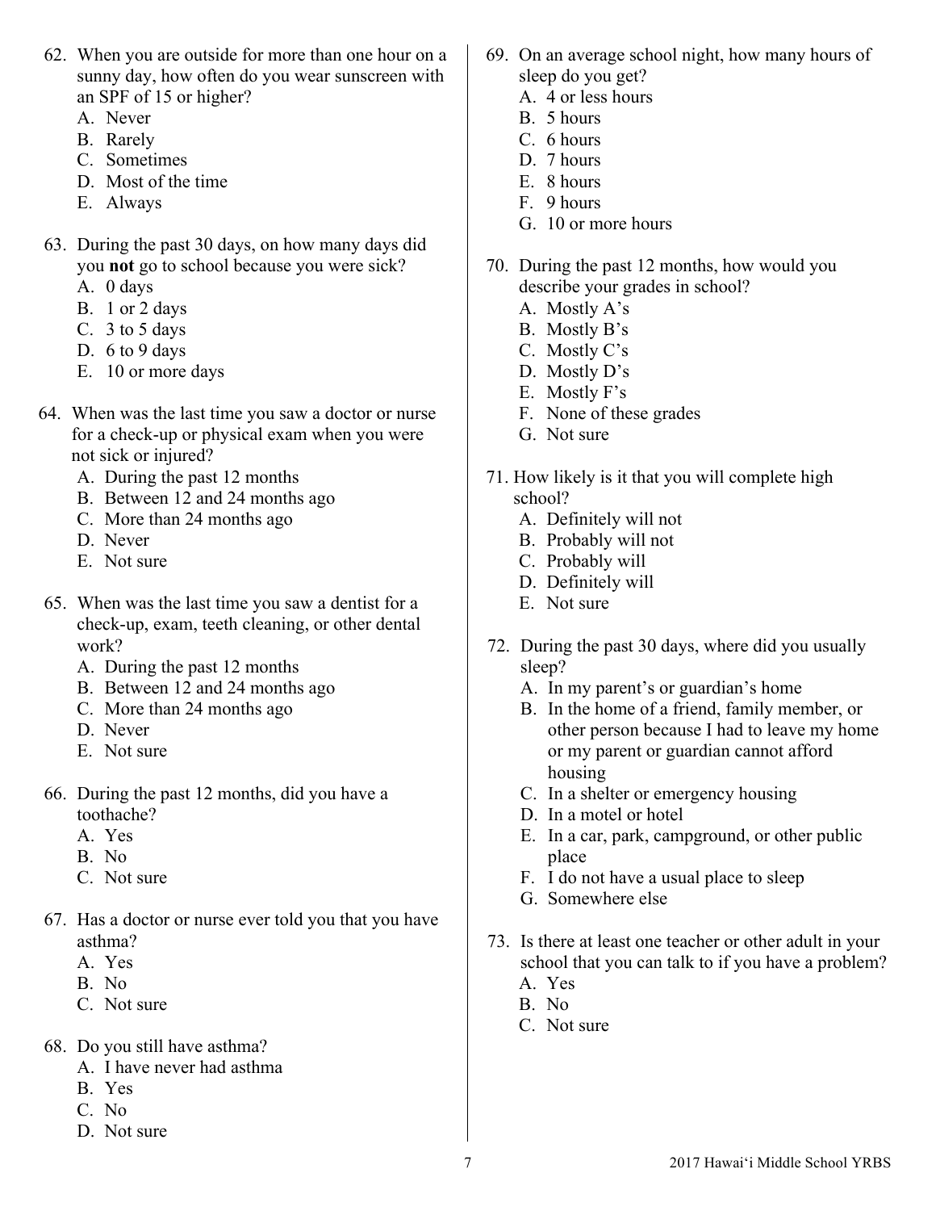62. When you are outside for more than one hour on a sunny day, how often do you wear sunscreen with an SPF of 15 or higher?
    - A. Never
    - B. Rarely
    - C. Sometimes
    - D. Most of the time
    - E. Always

63. During the past 30 days, on how many days did you **not** go to school because you were sick?
    - A. 0 days
    - B. 1 or 2 days
    - C. 3 to 5 days
    - D. 6 to 9 days
    - E. 10 or more days

64. When was the last time you saw a doctor or nurse for a check-up or physical exam when you were not sick or injured?
    - A. During the past 12 months
    - B. Between 12 and 24 months ago
    - C. More than 24 months ago
    - D. Never
    - E. Not sure

65. When was the last time you saw a dentist for a check-up, exam, teeth cleaning, or other dental work?
    - A. During the past 12 months
    - B. Between 12 and 24 months ago
    - C. More than 24 months ago
    - D. Never
    - E. Not sure

66. During the past 12 months, did you have a toothache?
    - A. Yes
    - B. No
    - C. Not sure

67. Has a doctor or nurse ever told you that you have asthma?
    - A. Yes
    - B. No
    - C. Not sure

68. Do you still have asthma?
    - A. I have never had asthma
    - B. Yes
    - C. No
    - D. Not sure

69. On an average school night, how many hours of sleep do you get?
    - A. 4 or less hours
    - B. 5 hours
    - C. 6 hours
    - D. 7 hours
    - E. 8 hours
    - F. 9 hours
    - G. 10 or more hours

70. During the past 12 months, how would you describe your grades in school?
    - A. Mostly A's
    - B. Mostly B's
    - C. Mostly C's
    - D. Mostly D's
    - E. Mostly F's
    - F. None of these grades
    - G. Not sure

71. How likely is it that you will complete high school?
    - A. Definitely will not
    - B. Probably will not
    - C. Probably will
    - D. Definitely will
    - E. Not sure

72. During the past 30 days, where did you usually sleep?
    - A. In my parent's or guardian's home
    - B. In the home of a friend, family member, or other person because I had to leave my home or my parent or guardian cannot afford housing
    - C. In a shelter or emergency housing
    - D. In a motel or hotel
    - E. In a car, park, campground, or other public place
    - F. I do not have a usual place to sleep
    - G. Somewhere else

73. Is there at least one teacher or other adult in your school that you can talk to if you have a problem?
    - A. Yes
    - B. No
    - C. Not sure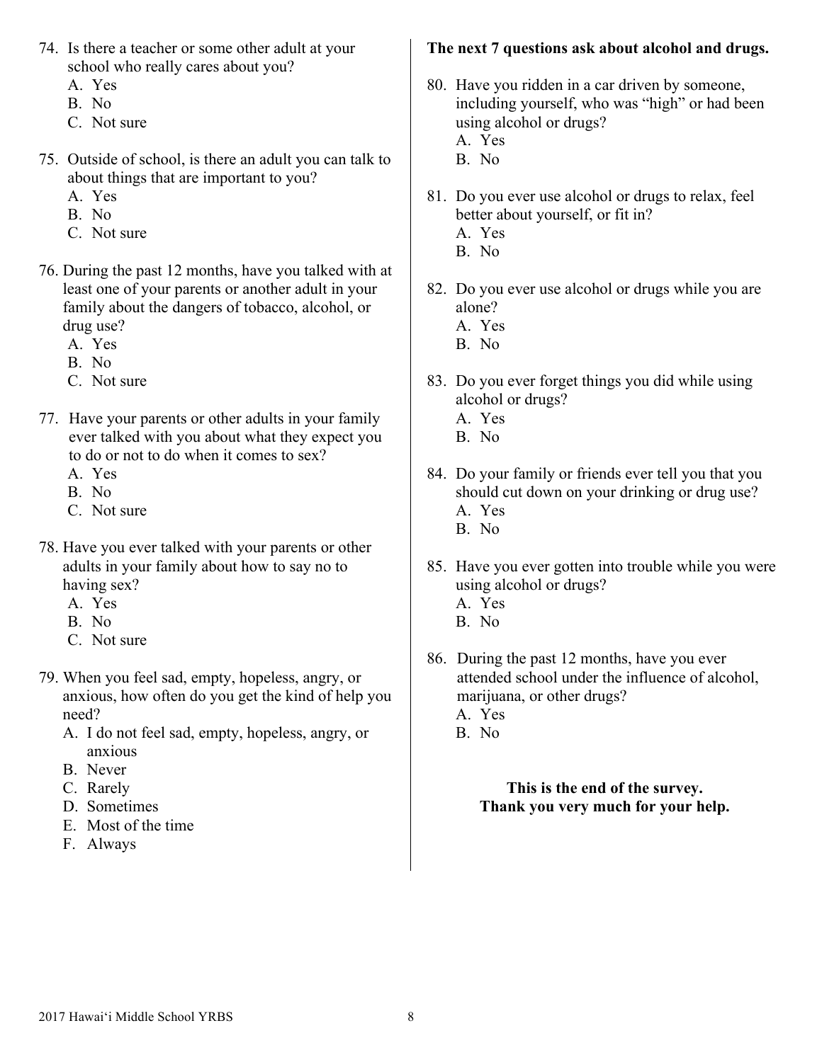74. Is there a teacher or some other adult at your school who really cares about you?
    - A. Yes
    - B. No
    - C. Not sure

75. Outside of school, is there an adult you can talk to about things that are important to you?
    - A. Yes
    - B. No
    - C. Not sure

76. During the past 12 months, have you talked with at least one of your parents or another adult in your family about the dangers of tobacco, alcohol, or drug use?
    - A. Yes
    - B. No
    - C. Not sure

77. Have your parents or other adults in your family ever talked with you about what they expect you to do or not to do when it comes to sex?
    - A. Yes
    - B. No
    - C. Not sure

78. Have you ever talked with your parents or other adults in your family about how to say no to having sex?
    - A. Yes
    - B. No
    - C. Not sure

79. When you feel sad, empty, hopeless, angry, or anxious, how often do you get the kind of help you need?
    - A. I do not feel sad, empty, hopeless, angry, or anxious
    - B. Never
    - C. Rarely
    - D. Sometimes
    - E. Most of the time
    - F. Always

**The next 7 questions ask about alcohol and drugs.**

80. Have you ridden in a car driven by someone, including yourself, who was "high" or had been using alcohol or drugs?
    - A. Yes
    - B. No

81. Do you ever use alcohol or drugs to relax, feel better about yourself, or fit in?
    - A. Yes
    - B. No

82. Do you ever use alcohol or drugs while you are alone?
    - A. Yes
    - B. No

83. Do you ever forget things you did while using alcohol or drugs?
    - A. Yes
    - B. No

84. Do your family or friends ever tell you that you should cut down on your drinking or drug use?
    - A. Yes
    - B. No

85. Have you ever gotten into trouble while you were using alcohol or drugs?
    - A. Yes
    - B. No

86. During the past 12 months, have you ever attended school under the influence of alcohol, marijuana, or other drugs?
    - A. Yes
    - B. No

**This is the end of the survey.**
**Thank you very much for your help.**